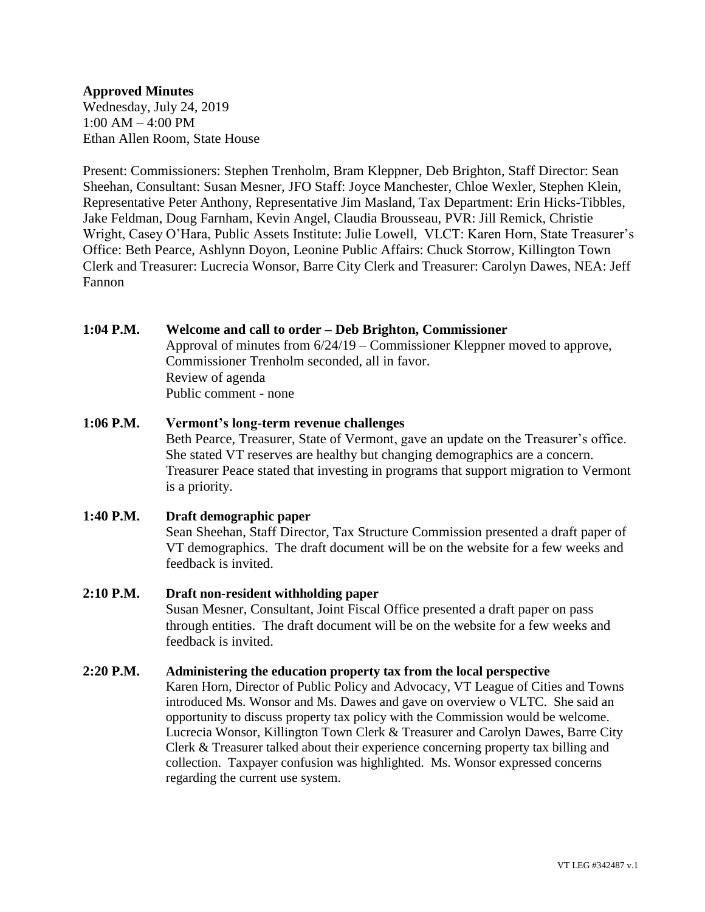**Approved Minutes**
Wednesday, July 24, 2019
1:00 AM – 4:00 PM
Ethan Allen Room, State House

Present: Commissioners: Stephen Trenholm, Bram Kleppner, Deb Brighton, Staff Director: Sean Sheehan, Consultant: Susan Mesner, JFO Staff: Joyce Manchester, Chloe Wexler, Stephen Klein, Representative Peter Anthony, Representative Jim Masland, Tax Department: Erin Hicks-Tibbles, Jake Feldman, Doug Farnham, Kevin Angel, Claudia Brousseau, PVR: Jill Remick, Christie Wright, Casey O'Hara, Public Assets Institute: Julie Lowell, VLCT: Karen Horn, State Treasurer's Office: Beth Pearce, Ashlynn Doyon, Leonine Public Affairs: Chuck Storrow, Killington Town Clerk and Treasurer: Lucrecia Wonsor, Barre City Clerk and Treasurer: Carolyn Dawes, NEA: Jeff Fannon

**1:04 P.M.** **Welcome and call to order – Deb Brighton, Commissioner**
Approval of minutes from 6/24/19 – Commissioner Kleppner moved to approve, Commissioner Trenholm seconded, all in favor.
Review of agenda
Public comment - none

**1:06 P.M.** **Vermont's long-term revenue challenges**
Beth Pearce, Treasurer, State of Vermont, gave an update on the Treasurer's office. She stated VT reserves are healthy but changing demographics are a concern. Treasurer Peace stated that investing in programs that support migration to Vermont is a priority.

**1:40 P.M.** **Draft demographic paper**
Sean Sheehan, Staff Director, Tax Structure Commission presented a draft paper of VT demographics. The draft document will be on the website for a few weeks and feedback is invited.

**2:10 P.M.** **Draft non-resident withholding paper**
Susan Mesner, Consultant, Joint Fiscal Office presented a draft paper on pass through entities. The draft document will be on the website for a few weeks and feedback is invited.

**2:20 P.M.** **Administering the education property tax from the local perspective**
Karen Horn, Director of Public Policy and Advocacy, VT League of Cities and Towns introduced Ms. Wonsor and Ms. Dawes and gave on overview o VLTC. She said an opportunity to discuss property tax policy with the Commission would be welcome. Lucrecia Wonsor, Killington Town Clerk & Treasurer and Carolyn Dawes, Barre City Clerk & Treasurer talked about their experience concerning property tax billing and collection. Taxpayer confusion was highlighted. Ms. Wonsor expressed concerns regarding the current use system.

VT LEG #342487 v.1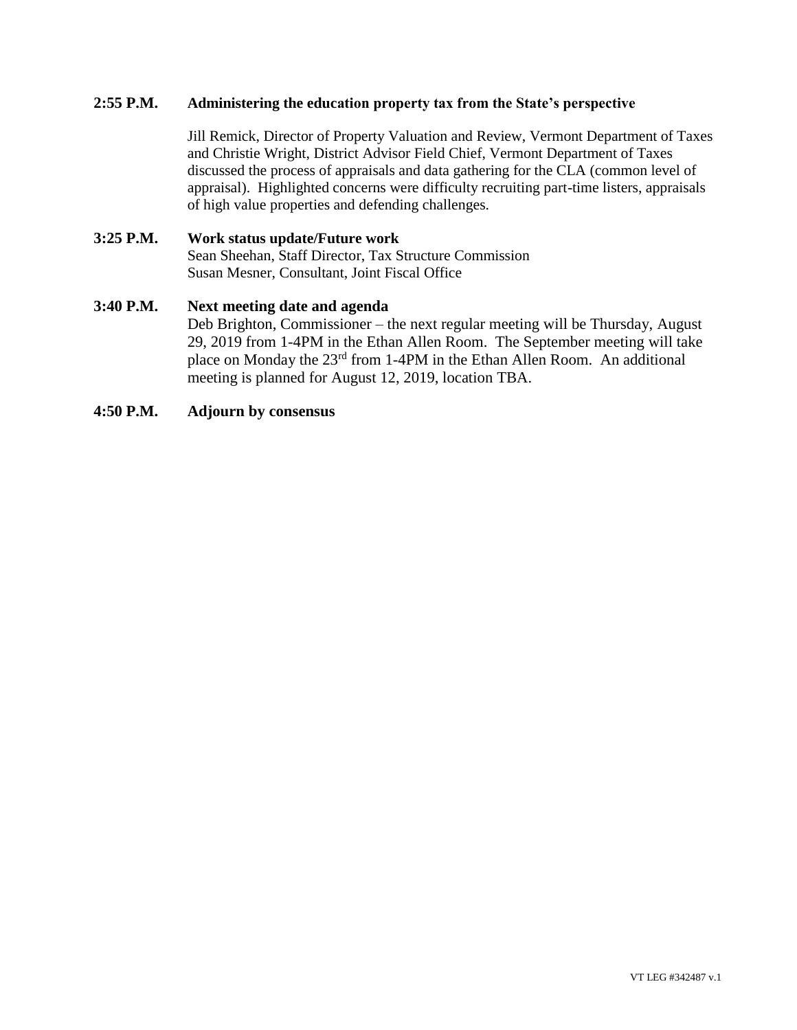**2:55 P.M.** **Administering the education property tax from the State's perspective**

Jill Remick, Director of Property Valuation and Review, Vermont Department of Taxes and Christie Wright, District Advisor Field Chief, Vermont Department of Taxes discussed the process of appraisals and data gathering for the CLA (common level of appraisal). Highlighted concerns were difficulty recruiting part-time listers, appraisals of high value properties and defending challenges.

**3:25 P.M.** **Work status update/Future work**

Sean Sheehan, Staff Director, Tax Structure Commission
Susan Mesner, Consultant, Joint Fiscal Office

**3:40 P.M.** **Next meeting date and agenda**

Deb Brighton, Commissioner – the next regular meeting will be Thursday, August 29, 2019 from 1-4PM in the Ethan Allen Room. The September meeting will take place on Monday the 23rd from 1-4PM in the Ethan Allen Room. An additional meeting is planned for August 12, 2019, location TBA.

**4:50 P.M.** **Adjourn by consensus**

VT LEG #342487 v.1